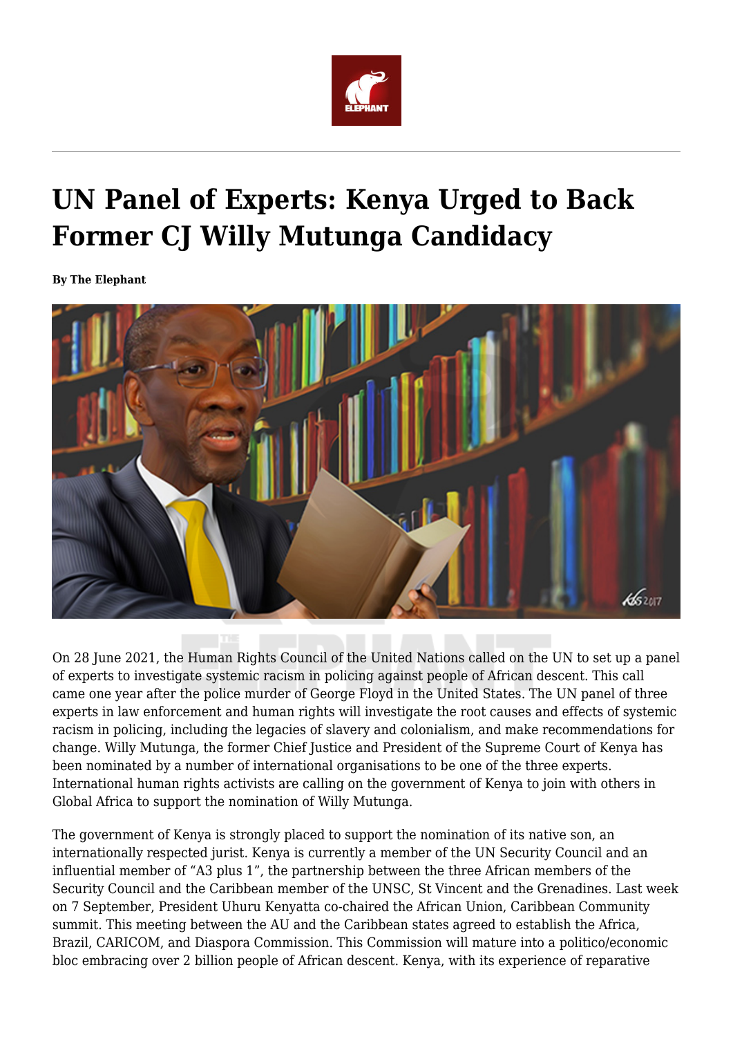# UN Panel of Experts: Kenya Urged to Back Former CJ Willy Mutunga Candidacy

**By The Elephant**

On 28 June 2021, the Human Rights Council of the United Nations called on the UN to set up a panel of experts to investigate systemic racism in policing against people of African descent. This call came one year after the police murder of George Floyd in the United States. The UN panel of three experts in law enforcement and human rights will investigate the root causes and effects of systemic racism in policing, including the legacies of slavery and colonialism, and make recommendations for change. Willy Mutunga, the former Chief Justice and President of the Supreme Court of Kenya has been nominated by a number of international organisations to be one of the three experts. International human rights activists are calling on the government of Kenya to join with others in Global Africa to support the nomination of Willy Mutunga.

The government of Kenya is strongly placed to support the nomination of its native son, an internationally respected jurist. Kenya is currently a member of the UN Security Council and an influential member of "A3 plus 1", the partnership between the three African members of the Security Council and the Caribbean member of the UNSC, St Vincent and the Grenadines. Last week on 7 September, President Uhuru Kenyatta co-chaired the African Union, Caribbean Community summit. This meeting between the AU and the Caribbean states agreed to establish the Africa, Brazil, CARICOM, and Diaspora Commission. This Commission will mature into a politico/economic bloc embracing over 2 billion people of African descent. Kenya, with its experience of reparative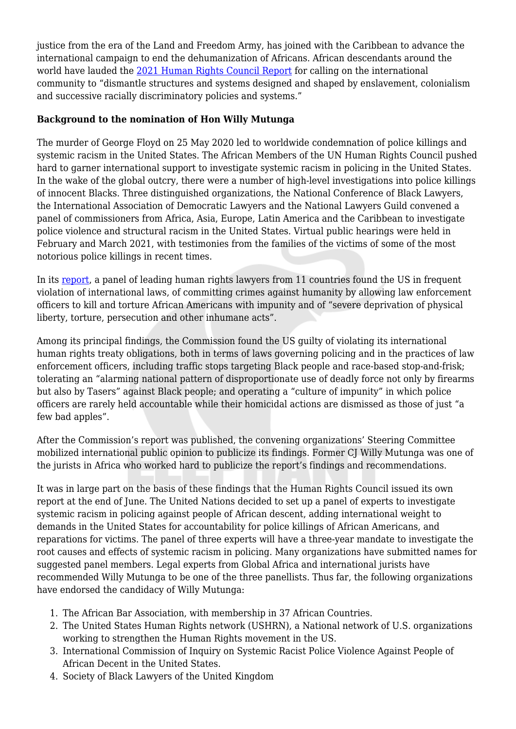justice from the era of the Land and Freedom Army, has joined with the Caribbean to advance the international campaign to end the dehumanization of Africans. African descendants around the world have lauded the [2021 Human Rights Council Report](#) for calling on the international community to "dismantle structures and systems designed and shaped by enslavement, colonialism and successive racially discriminatory policies and systems."

**Background to the nomination of Hon Willy Mutunga**

The murder of George Floyd on 25 May 2020 led to worldwide condemnation of police killings and systemic racism in the United States. The African Members of the UN Human Rights Council pushed hard to garner international support to investigate systemic racism in policing in the United States. In the wake of the global outcry, there were a number of high-level investigations into police killings of innocent Blacks. Three distinguished organizations, the National Conference of Black Lawyers, the International Association of Democratic Lawyers and the National Lawyers Guild convened a panel of commissioners from Africa, Asia, Europe, Latin America and the Caribbean to investigate police violence and structural racism in the United States. Virtual public hearings were held in February and March 2021, with testimonies from the families of the victims of some of the most notorious police killings in recent times.

In its [report](#), a panel of leading human rights lawyers from 11 countries found the US in frequent violation of international laws, of committing crimes against humanity by allowing law enforcement officers to kill and torture African Americans with impunity and of "severe deprivation of physical liberty, torture, persecution and other inhumane acts".

Among its principal findings, the Commission found the US guilty of violating its international human rights treaty obligations, both in terms of laws governing policing and in the practices of law enforcement officers, including traffic stops targeting Black people and race-based stop-and-frisk; tolerating an "alarming national pattern of disproportionate use of deadly force not only by firearms but also by Tasers" against Black people; and operating a "culture of impunity" in which police officers are rarely held accountable while their homicidal actions are dismissed as those of just "a few bad apples".

After the Commission's report was published, the convening organizations' Steering Committee mobilized international public opinion to publicize its findings. Former CJ Willy Mutunga was one of the jurists in Africa who worked hard to publicize the report's findings and recommendations.

It was in large part on the basis of these findings that the Human Rights Council issued its own report at the end of June. The United Nations decided to set up a panel of experts to investigate systemic racism in policing against people of African descent, adding international weight to demands in the United States for accountability for police killings of African Americans, and reparations for victims. The panel of three experts will have a three-year mandate to investigate the root causes and effects of systemic racism in policing. Many organizations have submitted names for suggested panel members. Legal experts from Global Africa and international jurists have recommended Willy Mutunga to be one of the three panellists. Thus far, the following organizations have endorsed the candidacy of Willy Mutunga:

1. The African Bar Association, with membership in 37 African Countries.
2. The United States Human Rights network (USHRN), a National network of U.S. organizations working to strengthen the Human Rights movement in the US.
3. International Commission of Inquiry on Systemic Racist Police Violence Against People of African Decent in the United States.
4. Society of Black Lawyers of the United Kingdom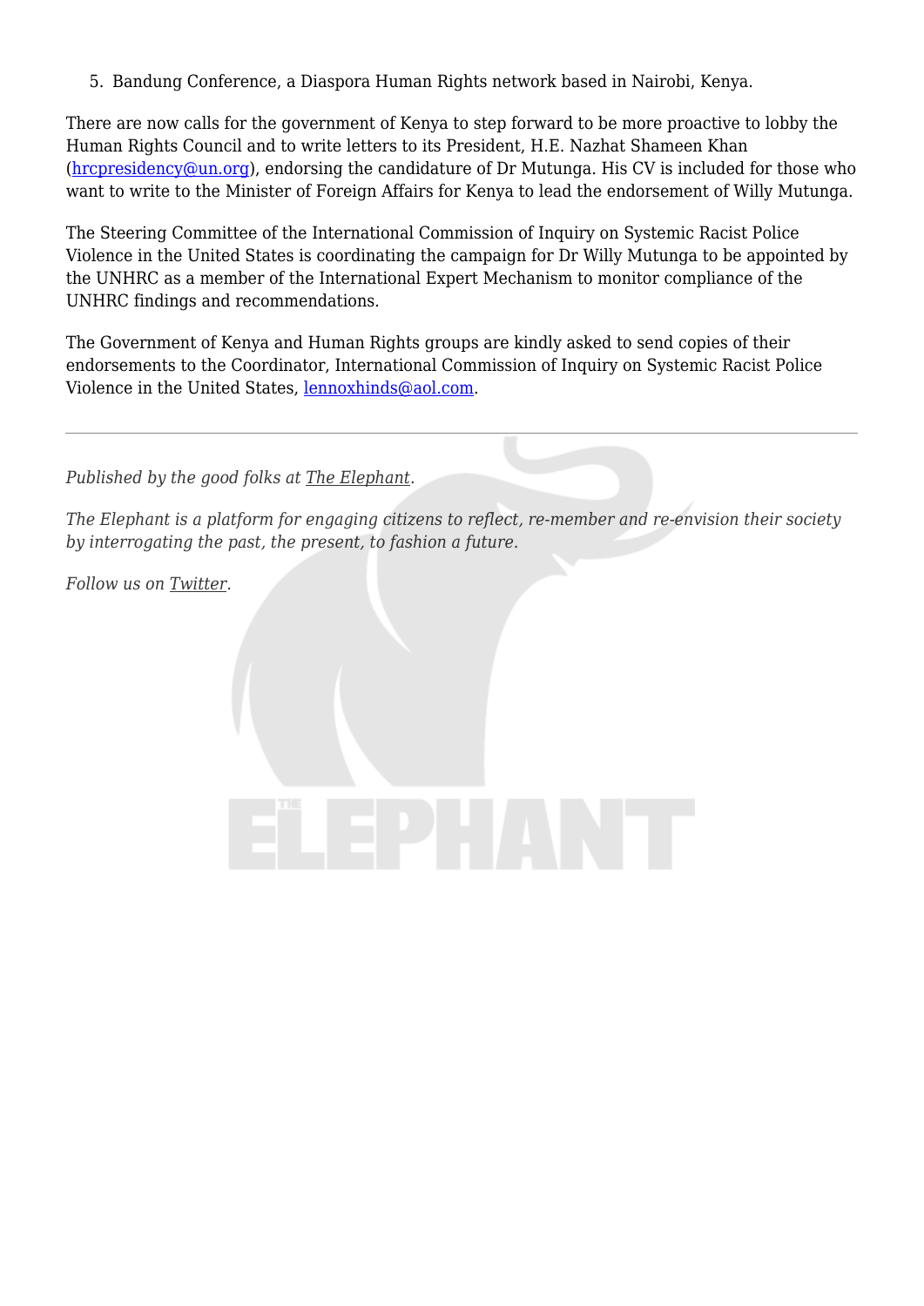5. Bandung Conference, a Diaspora Human Rights network based in Nairobi, Kenya.

There are now calls for the government of Kenya to step forward to be more proactive to lobby the Human Rights Council and to write letters to its President, H.E. Nazhat Shameen Khan (hrcpresidency@un.org), endorsing the candidature of Dr Mutunga. His CV is included for those who want to write to the Minister of Foreign Affairs for Kenya to lead the endorsement of Willy Mutunga.

The Steering Committee of the International Commission of Inquiry on Systemic Racist Police Violence in the United States is coordinating the campaign for Dr Willy Mutunga to be appointed by the UNHRC as a member of the International Expert Mechanism to monitor compliance of the UNHRC findings and recommendations.

The Government of Kenya and Human Rights groups are kindly asked to send copies of their endorsements to the Coordinator, International Commission of Inquiry on Systemic Racist Police Violence in the United States, lennoxhinds@aol.com.

---

*Published by the good folks at The Elephant.*

*The Elephant is a platform for engaging citizens to reflect, re-member and re-envision their society by interrogating the past, the present, to fashion a future.*

*Follow us on Twitter.*